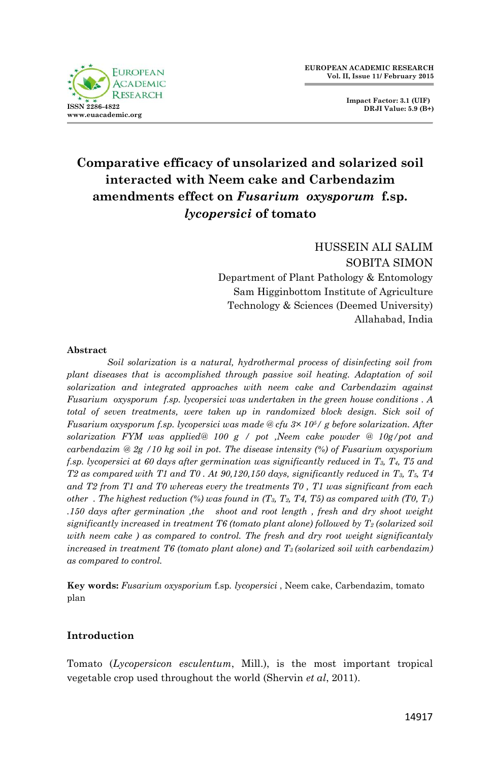# Comparative efficacy of unsolarized and solarized soil interacted with Neem cake and Carbendazim amendments effect on *Fusarium oxysporum* f.sp. *lycopersici* of tomato

HUSSEIN ALI SALIM
SOBITA SIMON
Department of Plant Pathology & Entomology
Sam Higginbottom Institute of Agriculture
Technology & Sciences (Deemed University)
Allahabad, India

## Abstract

*Soil solarization is a natural, hydrothermal process of disinfecting soil from plant diseases that is accomplished through passive soil heating. Adaptation of soil solarization and integrated approaches with neem cake and Carbendazim against Fusarium oxysporum f.sp. lycopersici was undertaken in the green house conditions . A total of seven treatments, were taken up in randomized block design. Sick soil of Fusarium oxysporum f.sp. lycopersici was made @ cfu 3× $10^5$/ g before solarization. After solarization FYM was applied@ 100 g / pot ,Neem cake powder @ 10g/pot and carbendazim @ 2g /10 kg soil in pot. The disease intensity (%) of Fusarium oxysporum f.sp. lycopersici at 60 days after germination was significantly reduced in $T_3$, $T_4$, T5 and T2 as compared with T1 and T0 . At 90,120,150 days, significantly reduced in $T_3$, $T_5$, T4 and T2 from T1 and T0 whereas every the treatments T0 , T1 was significant from each other . The highest reduction (%) was found in ($T_3$, $T_2$, T4, T5) as compared with (T0, $T_1$) .150 days after germination ,the shoot and root length , fresh and dry shoot weight significantly increased in treatment T6 (tomato plant alone) followed by $T_2$ (solarized soil with neem cake ) as compared to control. The fresh and dry root weight significantaly increased in treatment T6 (tomato plant alone) and $T_3$ (solarized soil with carbendazim) as compared to control.*

**Key words:** *Fusarium oxysporum* f.sp. *lycopersici* , Neem cake, Carbendazim, tomato plan

## Introduction

Tomato (*Lycopersicon esculentum*, Mill.), is the most important tropical vegetable crop used throughout the world (Shervin *et al*, 2011).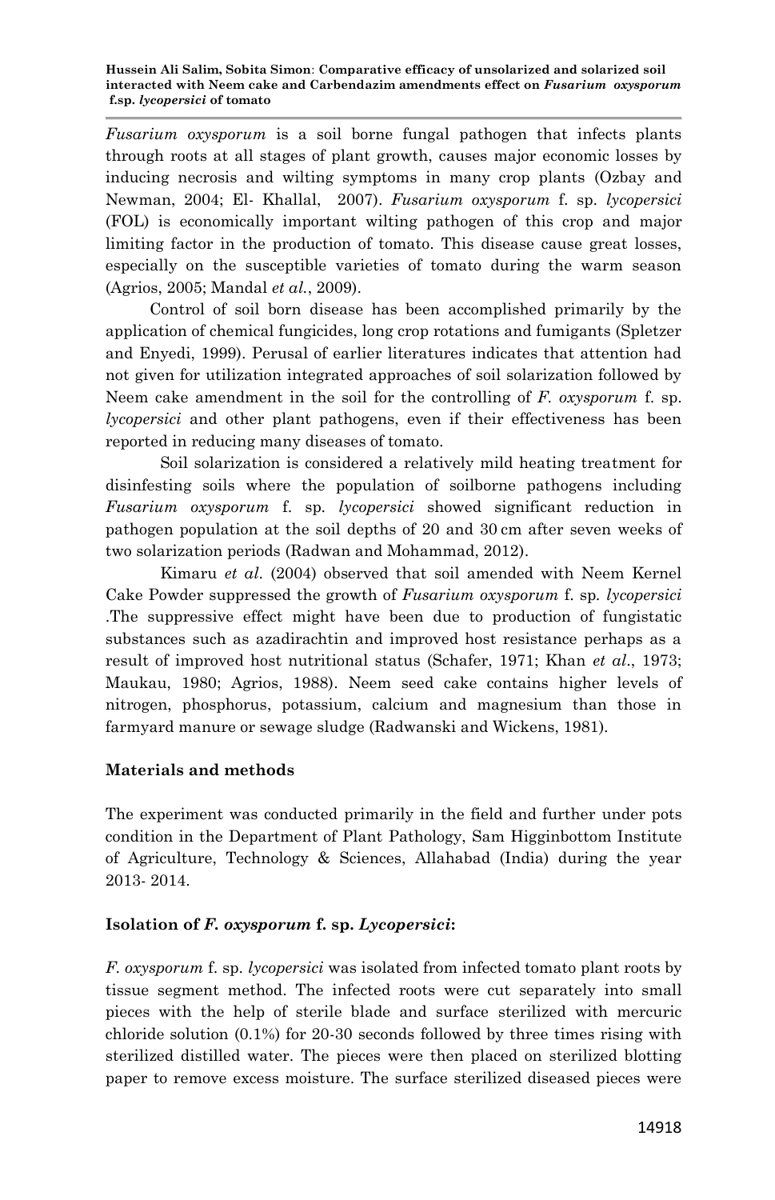*Fusarium oxysporum* is a soil borne fungal pathogen that infects plants through roots at all stages of plant growth, causes major economic losses by inducing necrosis and wilting symptoms in many crop plants (Ozbay and Newman, 2004; El- Khallal, 2007). *Fusarium oxysporum* f. sp. *lycopersici* (FOL) is economically important wilting pathogen of this crop and major limiting factor in the production of tomato. This disease cause great losses, especially on the susceptible varieties of tomato during the warm season (Agrios, 2005; Mandal *et al.*, 2009).

Control of soil born disease has been accomplished primarily by the application of chemical fungicides, long crop rotations and fumigants (Spletzer and Enyedi, 1999). Perusal of earlier literatures indicates that attention had not given for utilization integrated approaches of soil solarization followed by Neem cake amendment in the soil for the controlling of *F. oxysporum* f. sp. *lycopersici* and other plant pathogens, even if their effectiveness has been reported in reducing many diseases of tomato.

Soil solarization is considered a relatively mild heating treatment for disinfesting soils where the population of soilborne pathogens including *Fusarium oxysporum* f. sp. *lycopersici* showed significant reduction in pathogen population at the soil depths of 20 and 30 cm after seven weeks of two solarization periods (Radwan and Mohammad, 2012).

Kimaru *et al*. (2004) observed that soil amended with Neem Kernel Cake Powder suppressed the growth of *Fusarium oxysporum* f. sp. *lycopersici* .The suppressive effect might have been due to production of fungistatic substances such as azadirachtin and improved host resistance perhaps as a result of improved host nutritional status (Schafer, 1971; Khan *et al*., 1973; Maukau, 1980; Agrios, 1988). Neem seed cake contains higher levels of nitrogen, phosphorus, potassium, calcium and magnesium than those in farmyard manure or sewage sludge (Radwanski and Wickens, 1981).

## Materials and methods

The experiment was conducted primarily in the field and further under pots condition in the Department of Plant Pathology, Sam Higginbottom Institute of Agriculture, Technology & Sciences, Allahabad (India) during the year 2013- 2014.

### Isolation of *F. oxysporum* f. sp. *Lycopersici*:

*F. oxysporum* f. sp. *lycopersici* was isolated from infected tomato plant roots by tissue segment method. The infected roots were cut separately into small pieces with the help of sterile blade and surface sterilized with mercuric chloride solution (0.1%) for 20-30 seconds followed by three times rising with sterilized distilled water. The pieces were then placed on sterilized blotting paper to remove excess moisture. The surface sterilized diseased pieces were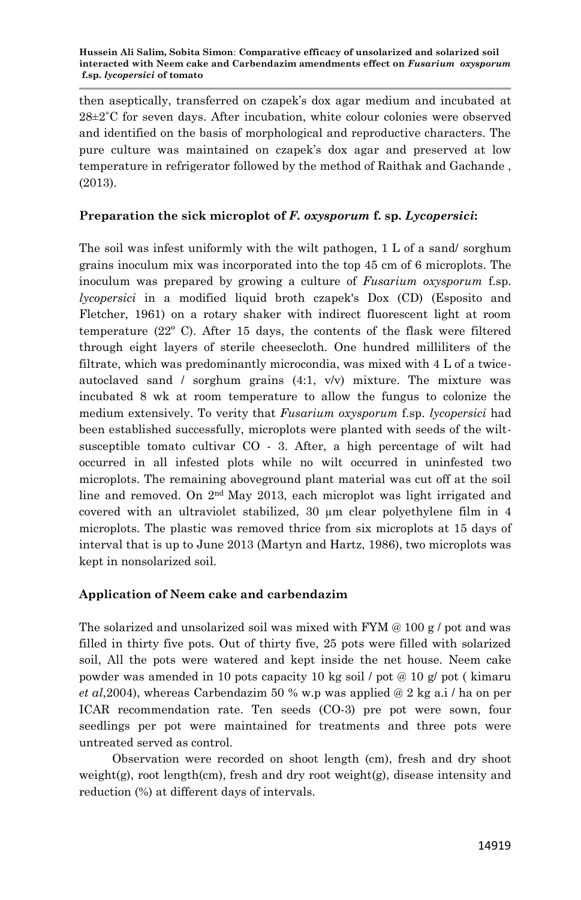then aseptically, transferred on czapek's dox agar medium and incubated at 28±2˚C for seven days. After incubation, white colour colonies were observed and identified on the basis of morphological and reproductive characters. The pure culture was maintained on czapek's dox agar and preserved at low temperature in refrigerator followed by the method of Raithak and Gachande , (2013).

### Preparation the sick microplot of *F. oxysporum* f. sp. *Lycopersici*:

The soil was infest uniformly with the wilt pathogen, 1 L of a sand/ sorghum grains inoculum mix was incorporated into the top 45 cm of 6 microplots. The inoculum was prepared by growing a culture of *Fusarium oxysporum* f.sp. *lycopersici* in a modified liquid broth czapek's Dox (CD) (Esposito and Fletcher, 1961) on a rotary shaker with indirect fluorescent light at room temperature (22º C). After 15 days, the contents of the flask were filtered through eight layers of sterile cheesecloth. One hundred milliliters of the filtrate, which was predominantly microcondia, was mixed with 4 L of a twice-autoclaved sand / sorghum grains (4:1, v/v) mixture. The mixture was incubated 8 wk at room temperature to allow the fungus to colonize the medium extensively. To verity that *Fusarium oxysporum* f.sp. *lycopersici* had been established successfully, microplots were planted with seeds of the wilt-susceptible tomato cultivar CO - 3. After, a high percentage of wilt had occurred in all infested plots while no wilt occurred in uninfested two microplots. The remaining aboveground plant material was cut off at the soil line and removed. On 2nd May 2013, each microplot was light irrigated and covered with an ultraviolet stabilized, 30 µm clear polyethylene film in 4 microplots. The plastic was removed thrice from six microplots at 15 days of interval that is up to June 2013 (Martyn and Hartz, 1986), two microplots was kept in nonsolarized soil.

### Application of Neem cake and carbendazim

The solarized and unsolarized soil was mixed with FYM @ 100 g / pot and was filled in thirty five pots. Out of thirty five, 25 pots were filled with solarized soil, All the pots were watered and kept inside the net house. Neem cake powder was amended in 10 pots capacity 10 kg soil / pot @ 10 g/ pot ( kimaru *et al*,2004), whereas Carbendazim 50 % w.p was applied @ 2 kg a.i / ha on per ICAR recommendation rate. Ten seeds (CO-3) pre pot were sown, four seedlings per pot were maintained for treatments and three pots were untreated served as control.

Observation were recorded on shoot length (cm), fresh and dry shoot weight(g), root length(cm), fresh and dry root weight(g), disease intensity and reduction (%) at different days of intervals.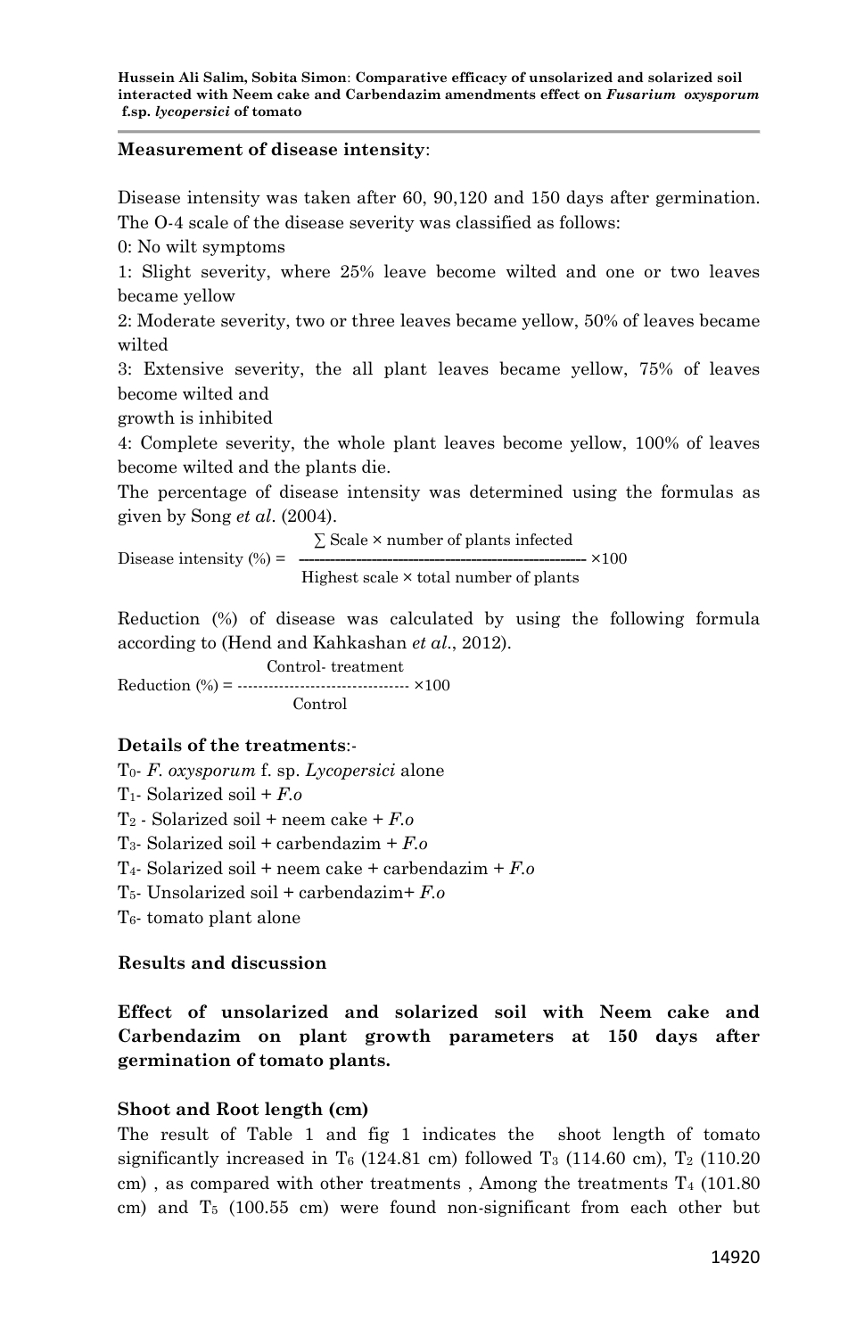**Measurement of disease intensity**:

Disease intensity was taken after 60, 90,120 and 150 days after germination. The O-4 scale of the disease severity was classified as follows:

0: No wilt symptoms

1: Slight severity, where 25% leave become wilted and one or two leaves became yellow

2: Moderate severity, two or three leaves became yellow, 50% of leaves became wilted

3: Extensive severity, the all plant leaves became yellow, 75% of leaves become wilted and
growth is inhibited

4: Complete severity, the whole plant leaves become yellow, 100% of leaves become wilted and the plants die.

The percentage of disease intensity was determined using the formulas as given by Song *et al*. (2004).

$$\text{Disease intensity (\%)} = \frac{\sum \text{Scale} \times \text{number of plants infected}}{\text{Highest scale} \times \text{total number of plants}} \times 100$$

Reduction (%) of disease was calculated by using the following formula according to (Hend and Kahkashan *et al*., 2012).

$$\text{Reduction (\%)} = \frac{\text{Control- treatment}}{\text{Control}} \times 100$$

**Details of the treatments**:-

$T_0$- *F. oxysporum* f. sp. *Lycopersici* alone

$T_1$- Solarized soil + *F.o*

$T_2$ - Solarized soil + neem cake + *F.o*

$T_3$- Solarized soil + carbendazim + *F.o*

$T_4$- Solarized soil + neem cake + carbendazim + *F.o*

$T_5$- Unsolarized soil + carbendazim+ *F.o*

$T_6$- tomato plant alone

**Results and discussion**

**Effect of unsolarized and solarized soil with Neem cake and Carbendazim on plant growth parameters at 150 days after germination of tomato plants.**

**Shoot and Root length (cm)**

The result of Table 1 and fig 1 indicates the shoot length of tomato significantly increased in $T_6$ (124.81 cm) followed $T_3$ (114.60 cm), $T_2$ (110.20 cm) , as compared with other treatments , Among the treatments $T_4$ (101.80 cm) and $T_5$ (100.55 cm) were found non-significant from each other but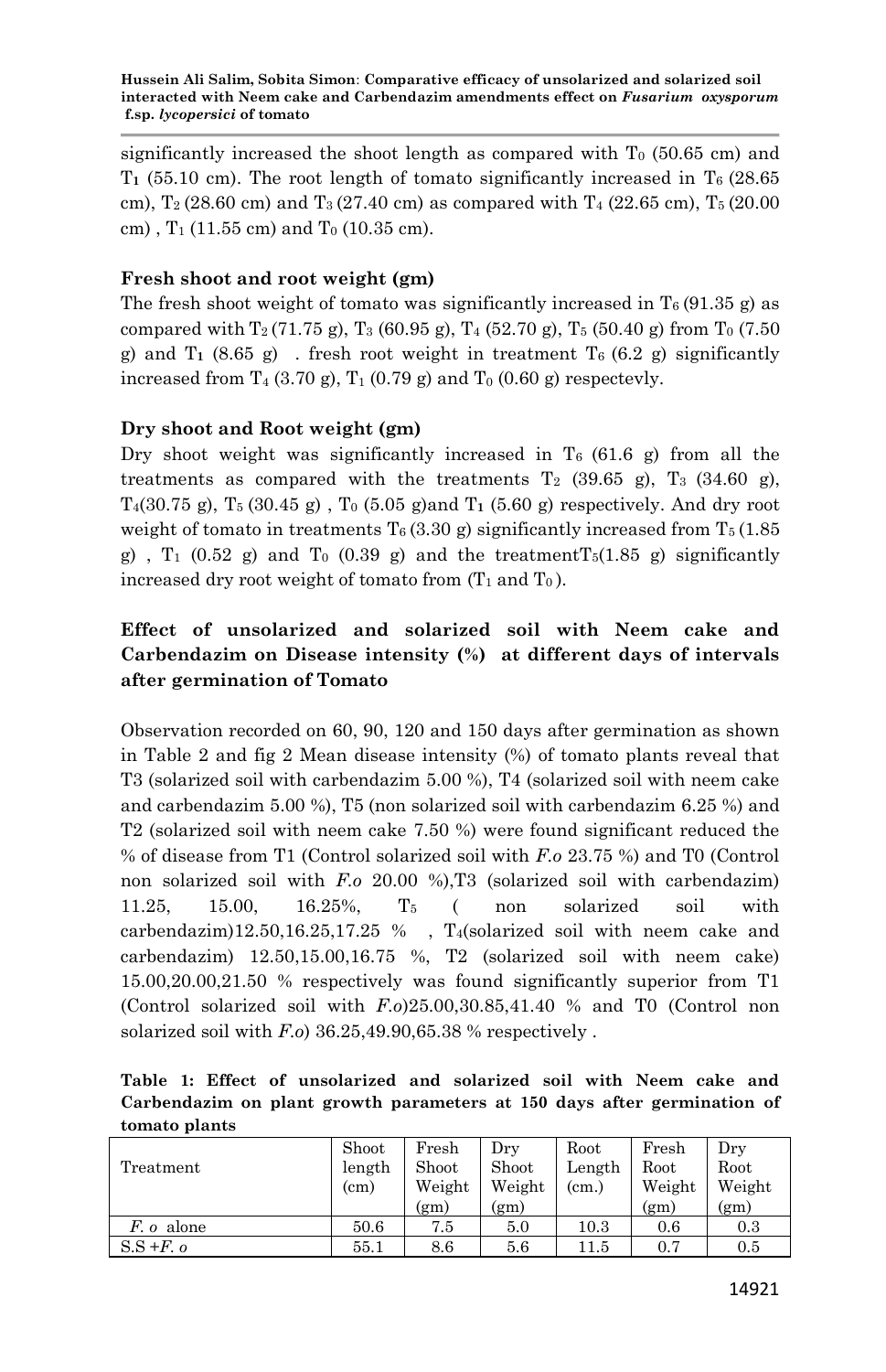significantly increased the shoot length as compared with $T_0$ (50.65 cm) and $T_1$ (55.10 cm). The root length of tomato significantly increased in $T_6$ (28.65 cm), $T_2$ (28.60 cm) and $T_3$ (27.40 cm) as compared with $T_4$ (22.65 cm), $T_5$ (20.00 cm) , $T_1$ (11.55 cm) and $T_0$ (10.35 cm).

**Fresh shoot and root weight (gm)**

The fresh shoot weight of tomato was significantly increased in $T_6$ (91.35 g) as compared with $T_2$ (71.75 g), $T_3$ (60.95 g), $T_4$ (52.70 g), $T_5$ (50.40 g) from $T_0$ (7.50 g) and $T_1$ (8.65 g) . fresh root weight in treatment $T_6$ (6.2 g) significantly increased from $T_4$ (3.70 g), $T_1$ (0.79 g) and $T_0$ (0.60 g) respectevly.

**Dry shoot and Root weight (gm)**

Dry shoot weight was significantly increased in $T_6$ (61.6 g) from all the treatments as compared with the treatments $T_2$ (39.65 g), $T_3$ (34.60 g), $T_4$(30.75 g), $T_5$ (30.45 g) , $T_0$ (5.05 g)and $T_1$ (5.60 g) respectively. And dry root weight of tomato in treatments $T_6$ (3.30 g) significantly increased from $T_5$ (1.85 g) , $T_1$ (0.52 g) and $T_0$ (0.39 g) and the treatment$T_5$(1.85 g) significantly increased dry root weight of tomato from ($T_1$ and $T_0$ ).

**Effect of unsolarized and solarized soil with Neem cake and Carbendazim on Disease intensity (%) at different days of intervals after germination of Tomato**

Observation recorded on 60, 90, 120 and 150 days after germination as shown in Table 2 and fig 2 Mean disease intensity (%) of tomato plants reveal that T3 (solarized soil with carbendazim 5.00 %), T4 (solarized soil with neem cake and carbendazim 5.00 %), T5 (non solarized soil with carbendazim 6.25 %) and T2 (solarized soil with neem cake 7.50 %) were found significant reduced the % of disease from T1 (Control solarized soil with *F.o* 23.75 %) and T0 (Control non solarized soil with *F.o* 20.00 %),T3 (solarized soil with carbendazim) 11.25, 15.00, 16.25%, $T_5$ ( non solarized soil with carbendazim)12.50,16.25,17.25 % , $T_4$(solarized soil with neem cake and carbendazim) 12.50,15.00,16.75 %, T2 (solarized soil with neem cake) 15.00,20.00,21.50 % respectively was found significantly superior from T1 (Control solarized soil with *F.o*)25.00,30.85,41.40 % and T0 (Control non solarized soil with *F.o*) 36.25,49.90,65.38 % respectively .

**Table 1: Effect of unsolarized and solarized soil with Neem cake and Carbendazim on plant growth parameters at 150 days after germination of tomato plants**

| Treatment | Shoot length (cm) | Fresh Shoot Weight (gm) | Dry Shoot Weight (gm) | Root Length (cm.) | Fresh Root Weight (gm) | Dry Root Weight (gm) |
|---|---|---|---|---|---|---|
| *F. o* alone | 50.6 | 7.5 | 5.0 | 10.3 | 0.6 | 0.3 |
| S.S +*F. o* | 55.1 | 8.6 | 5.6 | 11.5 | 0.7 | 0.5 |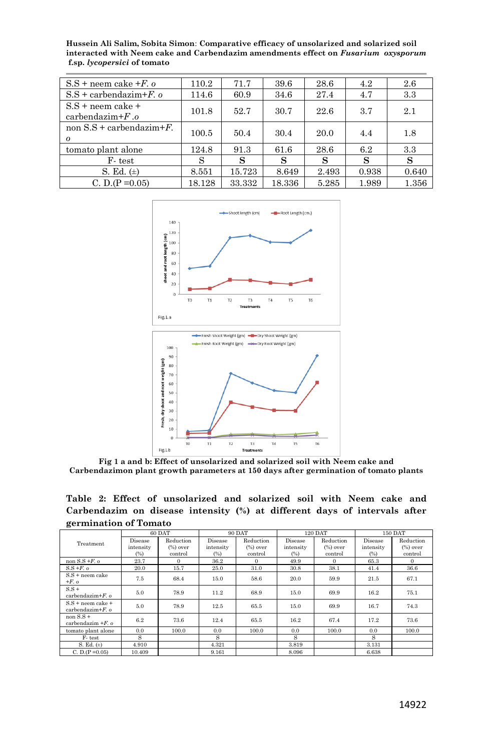| S.S + neem cake +*F. o* | 110.2 | 71.7 | 39.6 | 28.6 | 4.2 | 2.6 |
|---|---|---|---|---|---|---|
| S.S + carbendazim+*F. o* | 114.6 | 60.9 | 34.6 | 27.4 | 4.7 | 3.3 |
| S.S + neem cake + carbendazim+*F .o* | 101.8 | 52.7 | 30.7 | 22.6 | 3.7 | 2.1 |
| non S.S + carbendazim+*F. o* | 100.5 | 50.4 | 30.4 | 20.0 | 4.4 | 1.8 |
| tomato plant alone | 124.8 | 91.3 | 61.6 | 28.6 | 6.2 | 3.3 |
| F- test | S | S | S | S | S | S |
| S. Ed. (±) | 8.551 | 15.723 | 8.649 | 2.493 | 0.938 | 0.640 |
| C. D.(P =0.05) | 18.128 | 33.332 | 18.336 | 5.285 | 1.989 | 1.356 |

**Fig 1 a and b: Effect of unsolarized and solarized soil with Neem cake and Carbendazimon plant growth parameters at 150 days after germination of tomato plants**

**Table 2: Effect of unsolarized and solarized soil with Neem cake and Carbendazim on disease intensity (%) at different days of intervals after germination of Tomato**

| Treatment | 60 DAT | | 90 DAT | | 120 DAT | | 150 DAT | |
|---|---|---|---|---|---|---|---|---|
| | Disease intensity (%) | Reduction (%) over control | Disease intensity (%) | Reduction (%) over control | Disease intensity (%) | Reduction (%) over control | Disease intensity (%) | Reduction (%) over control |
| non S.S +*F. o* | 23.7 | 0 | 36.2 | 0 | 49.9 | 0 | 65.3 | 0 |
| S.S +*F. o* | 20.0 | 15.7 | 25.0 | 31.0 | 30.8 | 38.1 | 41.4 | 36.6 |
| S.S + neem cake +*F. o* | 7.5 | 68.4 | 15.0 | 58.6 | 20.0 | 59.9 | 21.5 | 67.1 |
| S.S + carbendazim+*F. o* | 5.0 | 78.9 | 11.2 | 68.9 | 15.0 | 69.9 | 16.2 | 75.1 |
| S.S + neem cake + carbendazim+*F. o* | 5.0 | 78.9 | 12.5 | 65.5 | 15.0 | 69.9 | 16.7 | 74.3 |
| non S.S + carbendazim +*F. o* | 6.2 | 73.6 | 12.4 | 65.5 | 16.2 | 67.4 | 17.2 | 73.6 |
| tomato plant alone | 0.0 | 100.0 | 0.0 | 100.0 | 0.0 | 100.0 | 0.0 | 100.0 |
| F- test | S | | S | | S | | S | |
| S. Ed. (±) | 4.910 | | 4.321 | | 3.819 | | 3.131 | |
| C. D.(P =0.05) | 10.409 | | 9.161 | | 8.096 | | 6.638 | |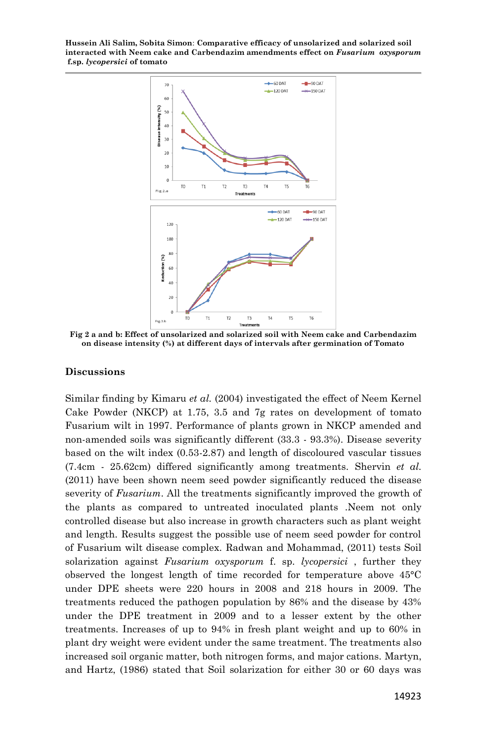Fig 2 a and b: Effect of unsolarized and solarized soil with Neem cake and Carbendazim on disease intensity (%) at different days of intervals after germination of Tomato

## Discussions

Similar finding by Kimaru *et al.* (2004) investigated the effect of Neem Kernel Cake Powder (NKCP) at 1.75, 3.5 and 7g rates on development of tomato Fusarium wilt in 1997. Performance of plants grown in NKCP amended and non-amended soils was significantly different (33.3 - 93.3%). Disease severity based on the wilt index (0.53-2.87) and length of discoloured vascular tissues (7.4cm - 25.62cm) differed significantly among treatments. Shervin *et al.* (2011) have been shown neem seed powder significantly reduced the disease severity of *Fusarium*. All the treatments significantly improved the growth of the plants as compared to untreated inoculated plants .Neem not only controlled disease but also increase in growth characters such as plant weight and length. Results suggest the possible use of neem seed powder for control of Fusarium wilt disease complex. Radwan and Mohammad, (2011) tests Soil solarization against *Fusarium oxysporum* f. sp. *lycopersici* , further they observed the longest length of time recorded for temperature above 45°C under DPE sheets were 220 hours in 2008 and 218 hours in 2009. The treatments reduced the pathogen population by 86% and the disease by 43% under the DPE treatment in 2009 and to a lesser extent by the other treatments. Increases of up to 94% in fresh plant weight and up to 60% in plant dry weight were evident under the same treatment. The treatments also increased soil organic matter, both nitrogen forms, and major cations. Martyn, and Hartz, (1986) stated that Soil solarization for either 30 or 60 days was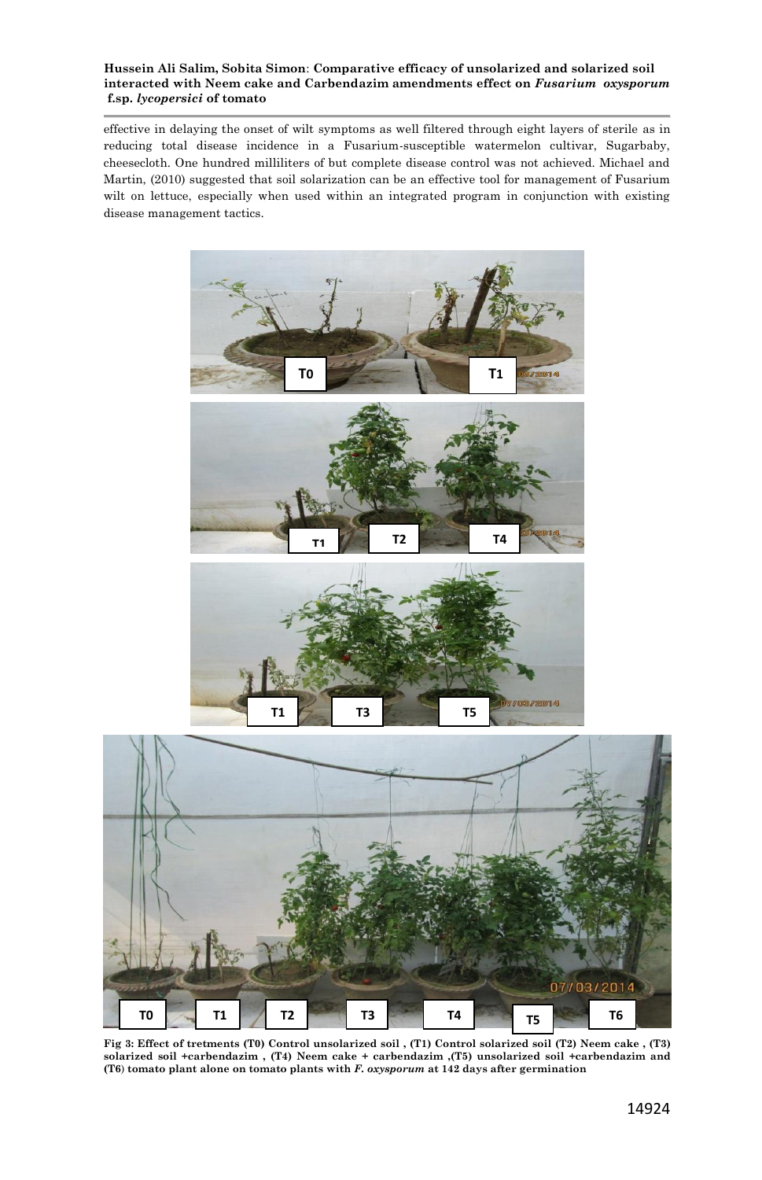effective in delaying the onset of wilt symptoms as well filtered through eight layers of sterile as in reducing total disease incidence in a Fusarium-susceptible watermelon cultivar, Sugarbaby, cheesecloth. One hundred milliliters of but complete disease control was not achieved. Michael and Martin, (2010) suggested that soil solarization can be an effective tool for management of Fusarium wilt on lettuce, especially when used within an integrated program in conjunction with existing disease management tactics.

**Fig 3: Effect of tretments (T0) Control unsolarized soil , (T1) Control solarized soil (T2) Neem cake , (T3) solarized soil +carbendazim , (T4) Neem cake + carbendazim ,(T5) unsolarized soil +carbendazim and (T6) tomato plant alone on tomato plants with *F. oxysporum* at 142 days after germination**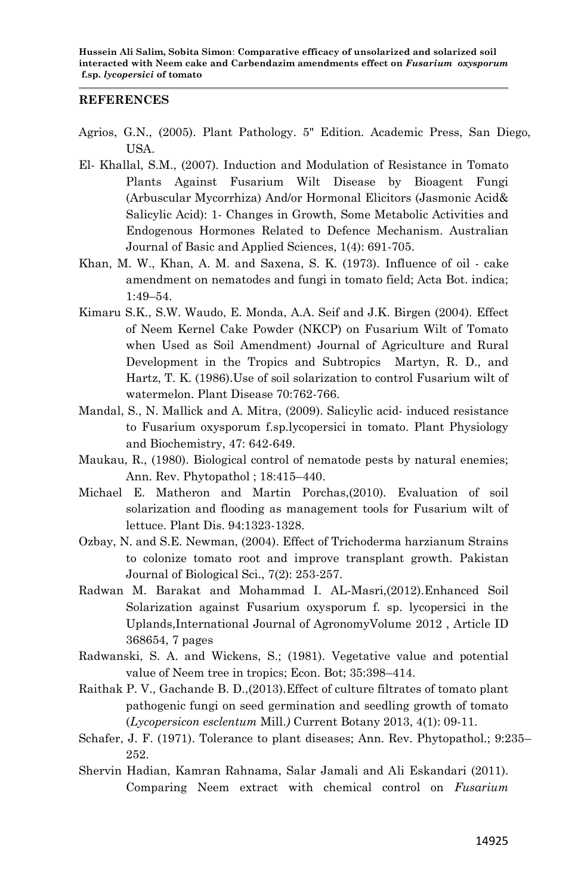## REFERENCES

Agrios, G.N., (2005). Plant Pathology. 5" Edition. Academic Press, San Diego, USA.

El- Khallal, S.M., (2007). Induction and Modulation of Resistance in Tomato Plants Against Fusarium Wilt Disease by Bioagent Fungi (Arbuscular Mycorrhiza) And/or Hormonal Elicitors (Jasmonic Acid& Salicylic Acid): 1- Changes in Growth, Some Metabolic Activities and Endogenous Hormones Related to Defence Mechanism. Australian Journal of Basic and Applied Sciences, 1(4): 691-705.

Khan, M. W., Khan, A. M. and Saxena, S. K. (1973). Influence of oil - cake amendment on nematodes and fungi in tomato field; Acta Bot. indica; 1:49–54.

Kimaru S.K., S.W. Waudo, E. Monda, A.A. Seif and J.K. Birgen (2004). Effect of Neem Kernel Cake Powder (NKCP) on Fusarium Wilt of Tomato when Used as Soil Amendment) Journal of Agriculture and Rural Development in the Tropics and Subtropics Martyn, R. D., and Hartz, T. K. (1986).Use of soil solarization to control Fusarium wilt of watermelon. Plant Disease 70:762-766.

Mandal, S., N. Mallick and A. Mitra, (2009). Salicylic acid- induced resistance to Fusarium oxysporum f.sp.lycopersici in tomato. Plant Physiology and Biochemistry, 47: 642-649.

Maukau, R., (1980). Biological control of nematode pests by natural enemies; Ann. Rev. Phytopathol ; 18:415–440.

Michael E. Matheron and Martin Porchas,(2010). Evaluation of soil solarization and flooding as management tools for Fusarium wilt of lettuce. Plant Dis. 94:1323-1328.

Ozbay, N. and S.E. Newman, (2004). Effect of Trichoderma harzianum Strains to colonize tomato root and improve transplant growth. Pakistan Journal of Biological Sci., 7(2): 253-257.

Radwan M. Barakat and Mohammad I. AL-Masri,(2012).Enhanced Soil Solarization against Fusarium oxysporum f. sp. lycopersici in the Uplands,International Journal of AgronomyVolume 2012 , Article ID 368654, 7 pages

Radwanski, S. A. and Wickens, S.; (1981). Vegetative value and potential value of Neem tree in tropics; Econ. Bot; 35:398–414.

Raithak P. V., Gachande B. D.,(2013).Effect of culture filtrates of tomato plant pathogenic fungi on seed germination and seedling growth of tomato (*Lycopersicon esclentum* Mill.*)* Current Botany 2013, 4(1): 09-11.

Schafer, J. F. (1971). Tolerance to plant diseases; Ann. Rev. Phytopathol.; 9:235–252.

Shervin Hadian, Kamran Rahnama, Salar Jamali and Ali Eskandari (2011). Comparing Neem extract with chemical control on *Fusarium*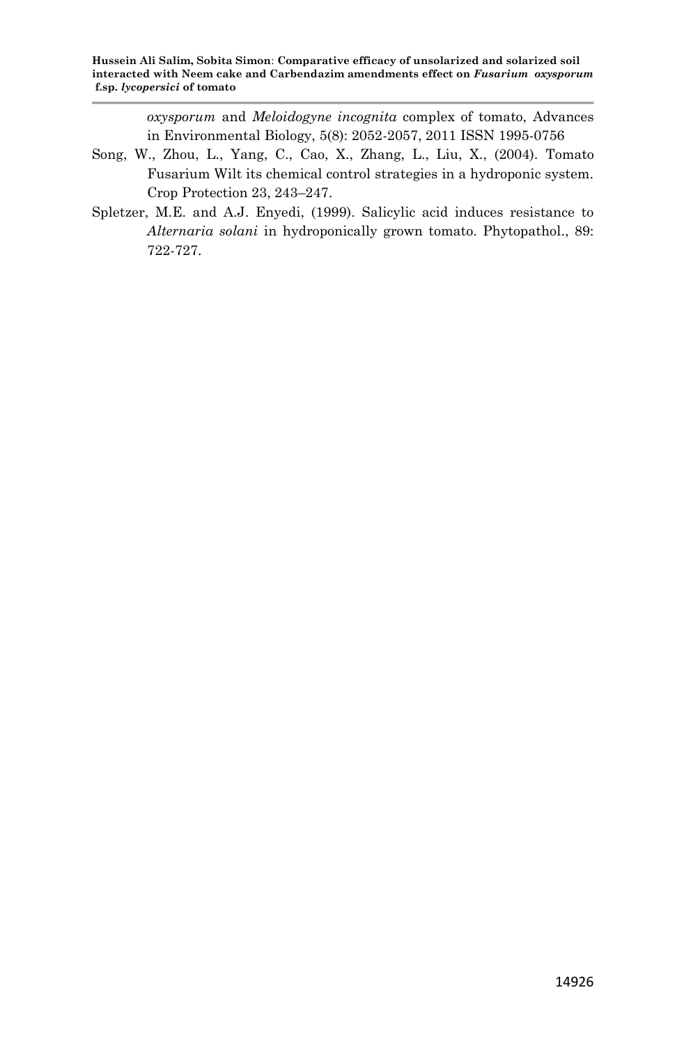*oxysporum* and *Meloidogyne incognita* complex of tomato, Advances in Environmental Biology, 5(8): 2052-2057, 2011 ISSN 1995-0756

Song, W., Zhou, L., Yang, C., Cao, X., Zhang, L., Liu, X., (2004). Tomato Fusarium Wilt its chemical control strategies in a hydroponic system. Crop Protection 23, 243–247.

Spletzer, M.E. and A.J. Enyedi, (1999). Salicylic acid induces resistance to *Alternaria solani* in hydroponically grown tomato. Phytopathol., 89: 722-727.